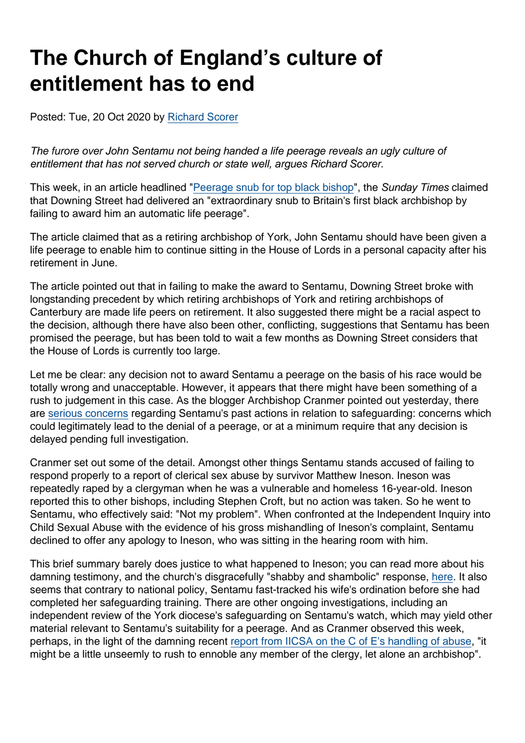# The Church of England's culture of entitlement has to end

Posted: Tue, 20 Oct 2020 by Richard Scorer

*The furore over John Sentamu not being handed a life peerage reveals an ugly culture of entitlement that has not served church or state well, argues Richard Scorer.*

This week, in an article headlined "Peerage snub for top black bishop", the *Sunday Times* claimed that Downing Street had delivered an "extraordinary snub to Britain's first black archbishop by failing to award him an automatic life peerage".

The article claimed that as a retiring archbishop of York, John Sentamu should have been given a life peerage to enable him to continue sitting in the House of Lords in a personal capacity after his retirement in June.

The article pointed out that in failing to make the award to Sentamu, Downing Street broke with longstanding precedent by which retiring archbishops of York and retiring archbishops of Canterbury are made life peers on retirement. It also suggested there might be a racial aspect to the decision, although there have also been other, conflicting, suggestions that Sentamu has been promised the peerage, but has been told to wait a few months as Downing Street considers that the House of Lords is currently too large.

Let me be clear: any decision not to award Sentamu a peerage on the basis of his race would be totally wrong and unacceptable. However, it appears that there might have been something of a rush to judgement in this case. As the blogger Archbishop Cranmer pointed out yesterday, there are serious concerns regarding Sentamu's past actions in relation to safeguarding: concerns which could legitimately lead to the denial of a peerage, or at a minimum require that any decision is delayed pending full investigation.

Cranmer set out some of the detail. Amongst other things Sentamu stands accused of failing to respond properly to a report of clerical sex abuse by survivor Matthew Ineson. Ineson was repeatedly raped by a clergyman when he was a vulnerable and homeless 16-year-old. Ineson reported this to other bishops, including Stephen Croft, but no action was taken. So he went to Sentamu, who effectively said: "Not my problem". When confronted at the Independent Inquiry into Child Sexual Abuse with the evidence of his gross mishandling of Ineson's complaint, Sentamu declined to offer any apology to Ineson, who was sitting in the hearing room with him.

This brief summary barely does justice to what happened to Ineson; you can read more about his damning testimony, and the church's disgracefully "shabby and shambolic" response, here. It also seems that contrary to national policy, Sentamu fast-tracked his wife's ordination before she had completed her safeguarding training. There are other ongoing investigations, including an independent review of the York diocese's safeguarding on Sentamu's watch, which may yield other material relevant to Sentamu's suitability for a peerage. And as Cranmer observed this week, perhaps, in the light of the damning recent report from IICSA on the C of E's handling of abuse, "it might be a little unseemly to rush to ennoble any member of the clergy, let alone an archbishop".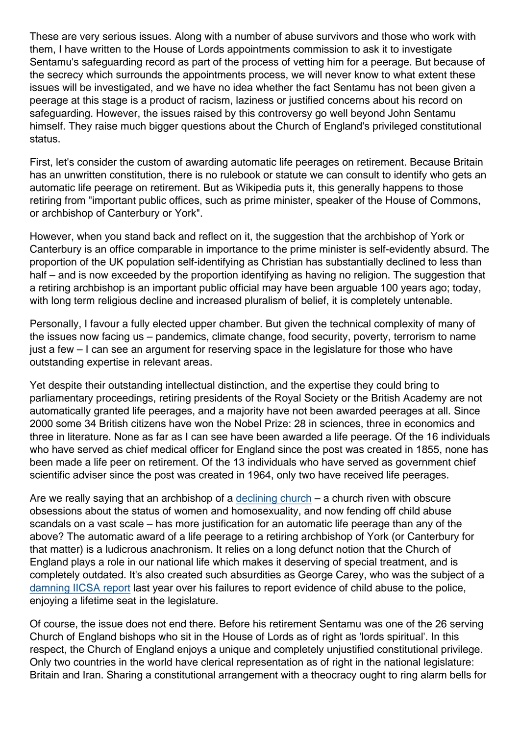These are very serious issues. Along with a number of abuse survivors and those who work with them, I have written to the House of Lords appointments commission to ask it to investigate Sentamu's safeguarding record as part of the process of vetting him for a peerage. But because of the secrecy which surrounds the appointments process, we will never know to what extent these issues will be investigated, and we have no idea whether the fact Sentamu has not been given a peerage at this stage is a product of racism, laziness or justified concerns about his record on safeguarding. However, the issues raised by this controversy go well beyond John Sentamu himself. They raise much bigger questions about the Church of England's privileged constitutional status.

First, let's consider the custom of awarding automatic life peerages on retirement. Because Britain has an unwritten constitution, there is no rulebook or statute we can consult to identify who gets an automatic life peerage on retirement. But as Wikipedia puts it, this generally happens to those retiring from "important public offices, such as prime minister, speaker of the House of Commons, or archbishop of Canterbury or York".

However, when you stand back and reflect on it, the suggestion that the archbishop of York or Canterbury is an office comparable in importance to the prime minister is self-evidently absurd. The proportion of the UK population self-identifying as Christian has substantially declined to less than half – and is now exceeded by the proportion identifying as having no religion. The suggestion that a retiring archbishop is an important public official may have been arguable 100 years ago; today, with long term religious decline and increased pluralism of belief, it is completely untenable.

Personally, I favour a fully elected upper chamber. But given the technical complexity of many of the issues now facing us – pandemics, climate change, food security, poverty, terrorism to name just a few – I can see an argument for reserving space in the legislature for those who have outstanding expertise in relevant areas.

Yet despite their outstanding intellectual distinction, and the expertise they could bring to parliamentary proceedings, retiring presidents of the Royal Society or the British Academy are not automatically granted life peerages, and a majority have not been awarded peerages at all. Since 2000 some 34 British citizens have won the Nobel Prize: 28 in sciences, three in economics and three in literature. None as far as I can see have been awarded a life peerage. Of the 16 individuals who have served as chief medical officer for England since the post was created in 1855, none has been made a life peer on retirement. Of the 13 individuals who have served as government chief scientific adviser since the post was created in 1964, only two have received life peerages.

Are we really saying that an archbishop of a [declining church](#) – a church riven with obscure obsessions about the status of women and homosexuality, and now fending off child abuse scandals on a vast scale – has more justification for an automatic life peerage than any of the above? The automatic award of a life peerage to a retiring archbishop of York (or Canterbury for that matter) is a ludicrous anachronism. It relies on a long defunct notion that the Church of England plays a role in our national life which makes it deserving of special treatment, and is completely outdated. It's also created such absurdities as George Carey, who was the subject of a [damning IICSA report](#) last year over his failures to report evidence of child abuse to the police, enjoying a lifetime seat in the legislature.

Of course, the issue does not end there. Before his retirement Sentamu was one of the 26 serving Church of England bishops who sit in the House of Lords as of right as 'lords spiritual'. In this respect, the Church of England enjoys a unique and completely unjustified constitutional privilege. Only two countries in the world have clerical representation as of right in the national legislature: Britain and Iran. Sharing a constitutional arrangement with a theocracy ought to ring alarm bells for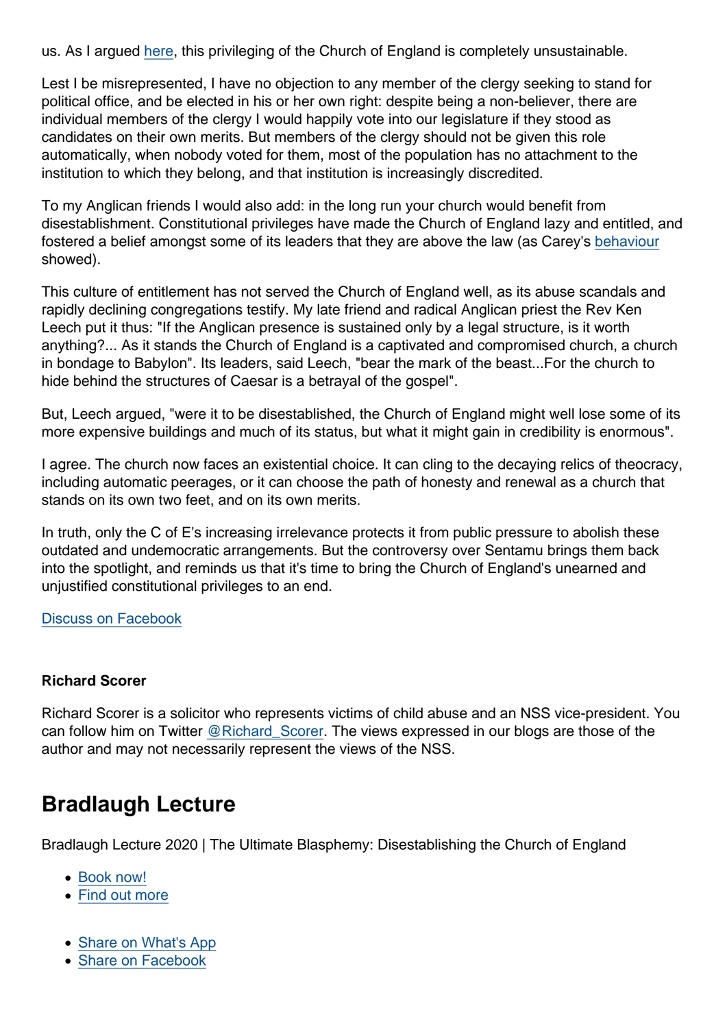us. As I argued [here](), this privileging of the Church of England is completely unsustainable.

Lest I be misrepresented, I have no objection to any member of the clergy seeking to stand for political office, and be elected in his or her own right: despite being a non-believer, there are individual members of the clergy I would happily vote into our legislature if they stood as candidates on their own merits. But members of the clergy should not be given this role automatically, when nobody voted for them, most of the population has no attachment to the institution to which they belong, and that institution is increasingly discredited.

To my Anglican friends I would also add: in the long run your church would benefit from disestablishment. Constitutional privileges have made the Church of England lazy and entitled, and fostered a belief amongst some of its leaders that they are above the law (as Carey's [behaviour]() showed).

This culture of entitlement has not served the Church of England well, as its abuse scandals and rapidly declining congregations testify. My late friend and radical Anglican priest the Rev Ken Leech put it thus: "If the Anglican presence is sustained only by a legal structure, is it worth anything?... As it stands the Church of England is a captivated and compromised church, a church in bondage to Babylon". Its leaders, said Leech, "bear the mark of the beast...For the church to hide behind the structures of Caesar is a betrayal of the gospel".

But, Leech argued, "were it to be disestablished, the Church of England might well lose some of its more expensive buildings and much of its status, but what it might gain in credibility is enormous".

I agree. The church now faces an existential choice. It can cling to the decaying relics of theocracy, including automatic peerages, or it can choose the path of honesty and renewal as a church that stands on its own two feet, and on its own merits.

In truth, only the C of E's increasing irrelevance protects it from public pressure to abolish these outdated and undemocratic arrangements. But the controversy over Sentamu brings them back into the spotlight, and reminds us that it's time to bring the Church of England's unearned and unjustified constitutional privileges to an end.

[Discuss on Facebook]()

**Richard Scorer**

Richard Scorer is a solicitor who represents victims of child abuse and an NSS vice-president. You can follow him on Twitter [@Richard_Scorer](). The views expressed in our blogs are those of the author and may not necessarily represent the views of the NSS.

## Bradlaugh Lecture

Bradlaugh Lecture 2020 | The Ultimate Blasphemy: Disestablishing the Church of England

- [Book now!]()
- [Find out more]()

- [Share on What's App]()
- [Share on Facebook]()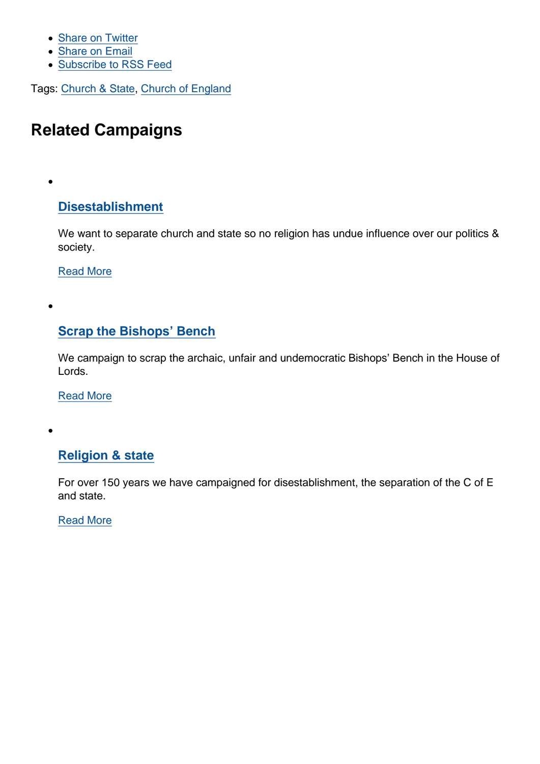- Share on Twitter
- Share on Email
- Subscribe to RSS Feed

Tags: Church & State, Church of England

## Related Campaigns

- ### Disestablishment

  We want to separate church and state so no religion has undue influence over our politics & society.

  Read More

- ### Scrap the Bishops' Bench

  We campaign to scrap the archaic, unfair and undemocratic Bishops' Bench in the House of Lords.

  Read More

- ### Religion & state

  For over 150 years we have campaigned for disestablishment, the separation of the C of E and state.

  Read More